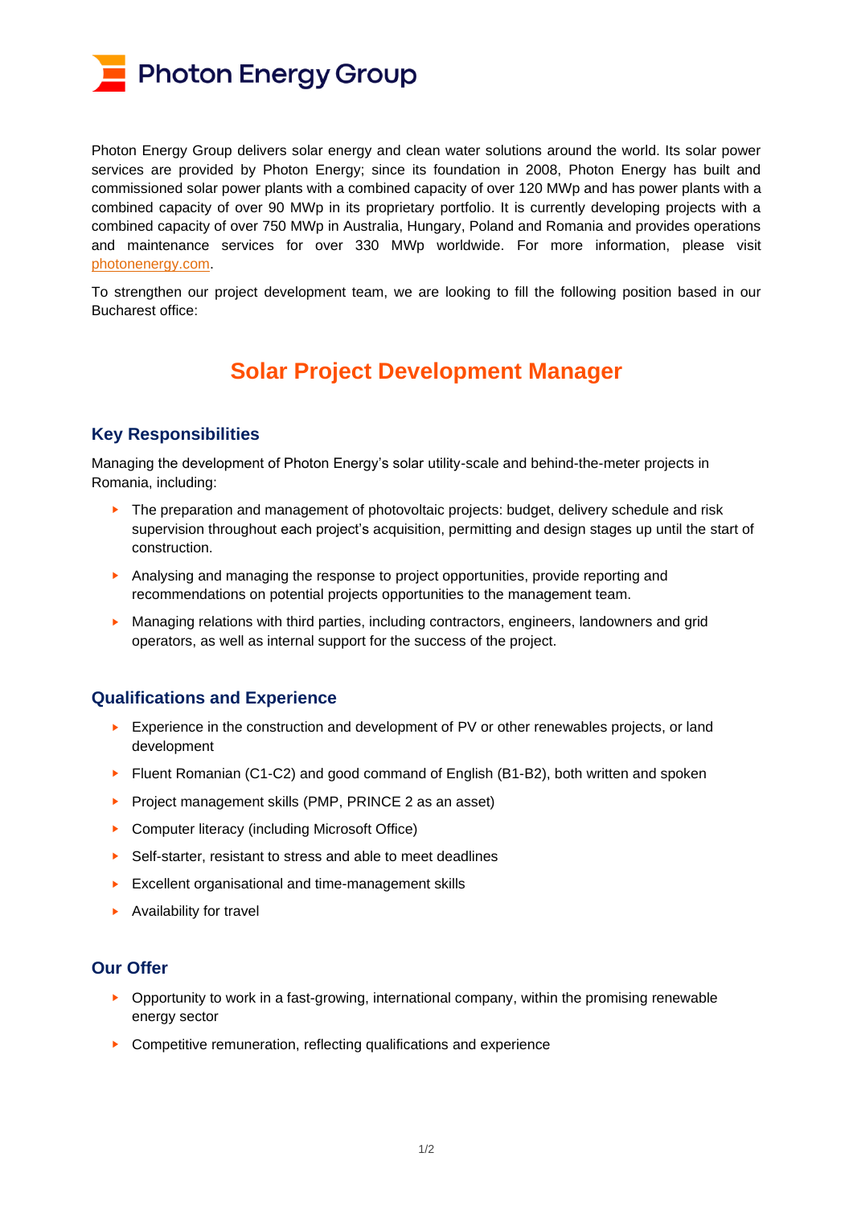# Photon Energy Group

Photon Energy Group delivers solar energy and clean water solutions around the world. Its solar power services are provided by Photon Energy; since its foundation in 2008, Photon Energy has built and commissioned solar power plants with a combined capacity of over 120 MWp and has power plants with a combined capacity of over 90 MWp in its proprietary portfolio. It is currently developing projects with a combined capacity of over 750 MWp in Australia, Hungary, Poland and Romania and provides operations and maintenance services for over 330 MWp worldwide. For more information, please visit [photonenergy.com](photonenergy.com).

To strengthen our project development team, we are looking to fill the following position based in our Bucharest office:

# Solar Project Development Manager

## Key Responsibilities

Managing the development of Photon Energy's solar utility-scale and behind-the-meter projects in Romania, including:

- The preparation and management of photovoltaic projects: budget, delivery schedule and risk supervision throughout each project's acquisition, permitting and design stages up until the start of construction.
- Analysing and managing the response to project opportunities, provide reporting and recommendations on potential projects opportunities to the management team.
- Managing relations with third parties, including contractors, engineers, landowners and grid operators, as well as internal support for the success of the project.

## Qualifications and Experience

- Experience in the construction and development of PV or other renewables projects, or land development
- Fluent Romanian (C1-C2) and good command of English (B1-B2), both written and spoken
- Project management skills (PMP, PRINCE 2 as an asset)
- Computer literacy (including Microsoft Office)
- Self-starter, resistant to stress and able to meet deadlines
- Excellent organisational and time-management skills
- Availability for travel

## Our Offer

- Opportunity to work in a fast-growing, international company, within the promising renewable energy sector
- Competitive remuneration, reflecting qualifications and experience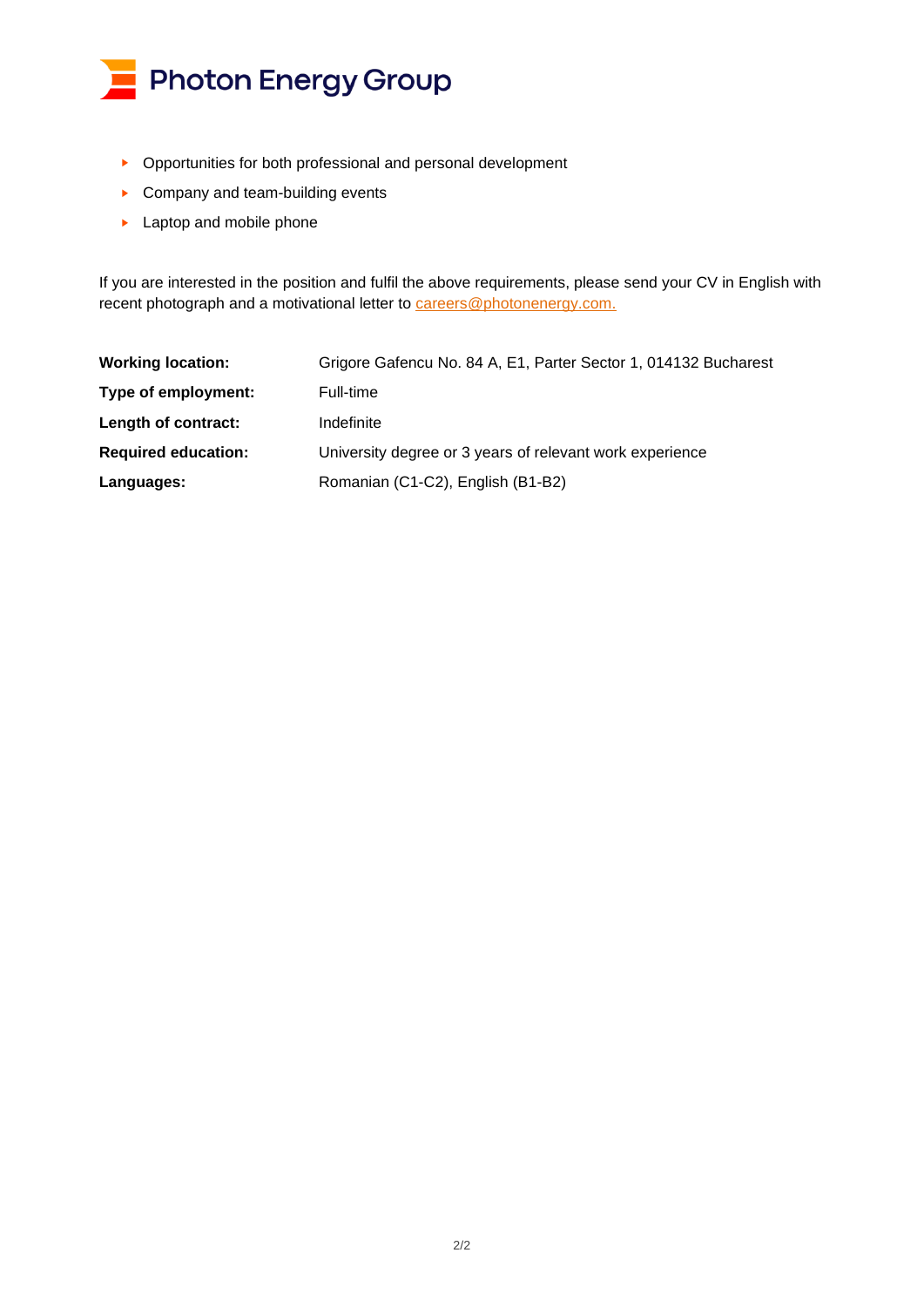- Opportunities for both professional and personal development
- Company and team-building events
- Laptop and mobile phone

If you are interested in the position and fulfil the above requirements, please send your CV in English with recent photograph and a motivational letter to careers@photonenergy.com.

| | |
|---|---|
| **Working location:** | Grigore Gafencu No. 84 A, E1, Parter Sector 1, 014132 Bucharest |
| **Type of employment:** | Full-time |
| **Length of contract:** | Indefinite |
| **Required education:** | University degree or 3 years of relevant work experience |
| **Languages:** | Romanian (C1-C2), English (B1-B2) |